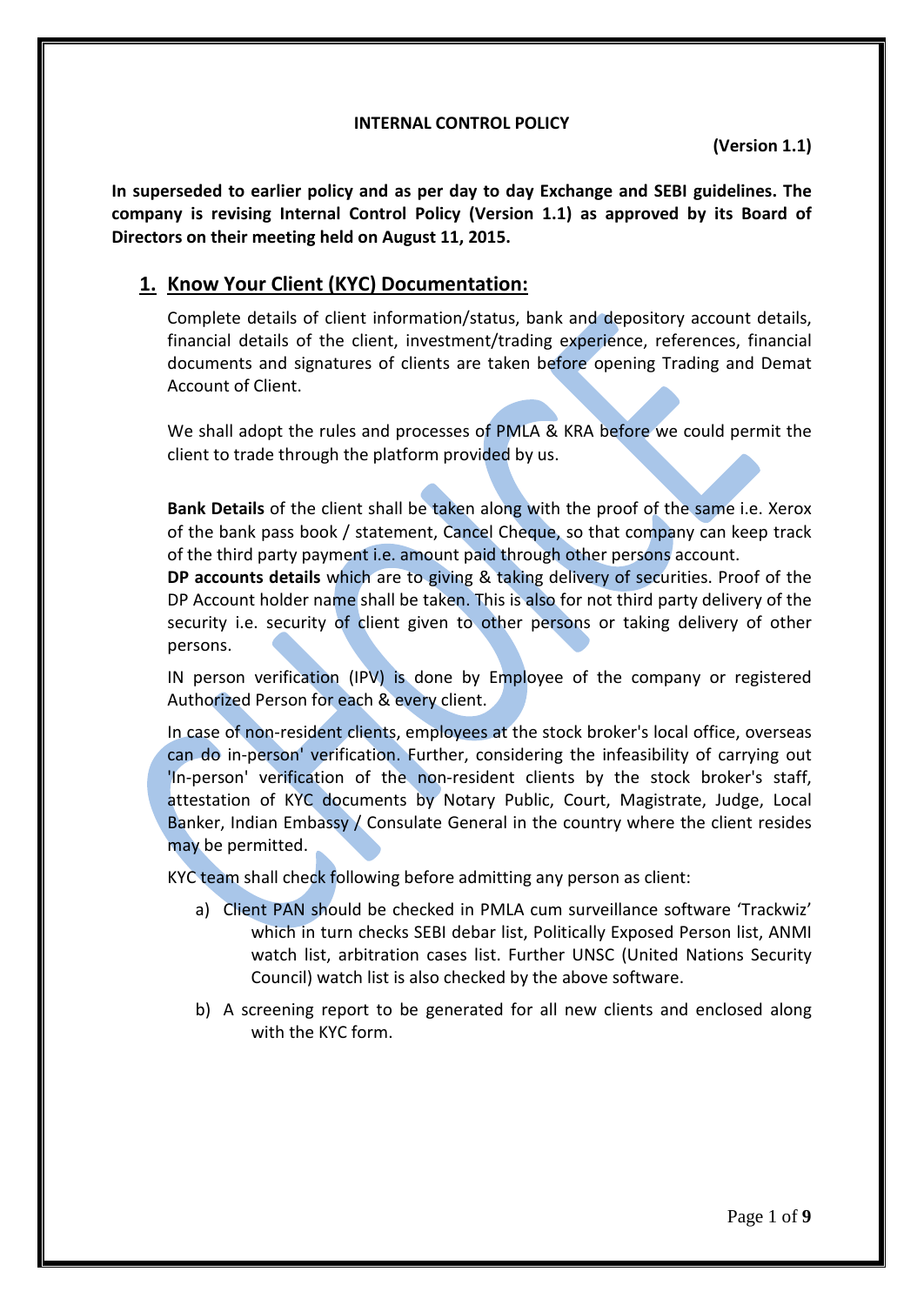**INTERNAL CONTROL POLICY**

**(Version 1.1)**

**In superseded to earlier policy and as per day to day Exchange and SEBI guidelines. The company is revising Internal Control Policy (Version 1.1) as approved by its Board of Directors on their meeting held on August 11, 2015.**

## 1. Know Your Client (KYC) Documentation:

Complete details of client information/status, bank and depository account details, financial details of the client, investment/trading experience, references, financial documents and signatures of clients are taken before opening Trading and Demat Account of Client.

We shall adopt the rules and processes of PMLA & KRA before we could permit the client to trade through the platform provided by us.

**Bank Details** of the client shall be taken along with the proof of the same i.e. Xerox of the bank pass book / statement, Cancel Cheque, so that company can keep track of the third party payment i.e. amount paid through other persons account.

**DP accounts details** which are to giving & taking delivery of securities. Proof of the DP Account holder name shall be taken. This is also for not third party delivery of the security i.e. security of client given to other persons or taking delivery of other persons.

IN person verification (IPV) is done by Employee of the company or registered Authorized Person for each & every client.

In case of non-resident clients, employees at the stock broker's local office, overseas can do in-person' verification. Further, considering the infeasibility of carrying out 'In-person' verification of the non-resident clients by the stock broker's staff, attestation of KYC documents by Notary Public, Court, Magistrate, Judge, Local Banker, Indian Embassy / Consulate General in the country where the client resides may be permitted.

KYC team shall check following before admitting any person as client:

a) Client PAN should be checked in PMLA cum surveillance software 'Trackwiz' which in turn checks SEBI debar list, Politically Exposed Person list, ANMI watch list, arbitration cases list. Further UNSC (United Nations Security Council) watch list is also checked by the above software.

b) A screening report to be generated for all new clients and enclosed along with the KYC form.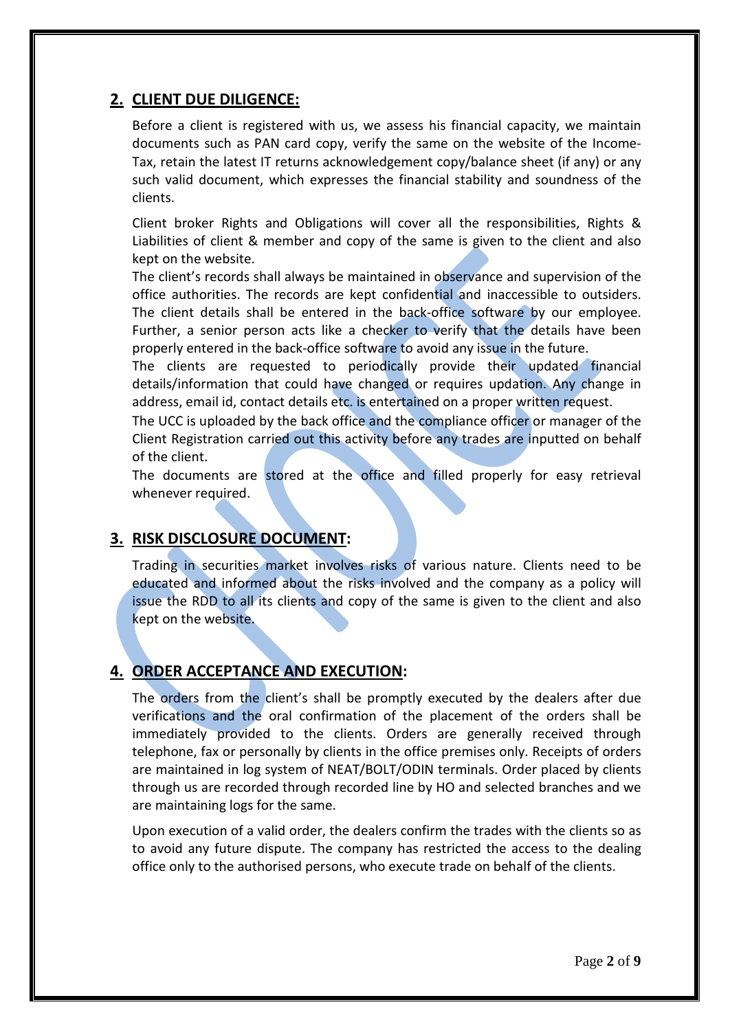## 2. CLIENT DUE DILIGENCE:

Before a client is registered with us, we assess his financial capacity, we maintain documents such as PAN card copy, verify the same on the website of the Income-Tax, retain the latest IT returns acknowledgement copy/balance sheet (if any) or any such valid document, which expresses the financial stability and soundness of the clients.

Client broker Rights and Obligations will cover all the responsibilities, Rights & Liabilities of client & member and copy of the same is given to the client and also kept on the website.

The client's records shall always be maintained in observance and supervision of the office authorities. The records are kept confidential and inaccessible to outsiders. The client details shall be entered in the back-office software by our employee. Further, a senior person acts like a checker to verify that the details have been properly entered in the back-office software to avoid any issue in the future.

The clients are requested to periodically provide their updated financial details/information that could have changed or requires updation. Any change in address, email id, contact details etc. is entertained on a proper written request.

The UCC is uploaded by the back office and the compliance officer or manager of the Client Registration carried out this activity before any trades are inputted on behalf of the client.

The documents are stored at the office and filled properly for easy retrieval whenever required.

## 3. RISK DISCLOSURE DOCUMENT:

Trading in securities market involves risks of various nature. Clients need to be educated and informed about the risks involved and the company as a policy will issue the RDD to all its clients and copy of the same is given to the client and also kept on the website.

## 4. ORDER ACCEPTANCE AND EXECUTION:

The orders from the client's shall be promptly executed by the dealers after due verifications and the oral confirmation of the placement of the orders shall be immediately provided to the clients. Orders are generally received through telephone, fax or personally by clients in the office premises only. Receipts of orders are maintained in log system of NEAT/BOLT/ODIN terminals. Order placed by clients through us are recorded through recorded line by HO and selected branches and we are maintaining logs for the same.

Upon execution of a valid order, the dealers confirm the trades with the clients so as to avoid any future dispute. The company has restricted the access to the dealing office only to the authorised persons, who execute trade on behalf of the clients.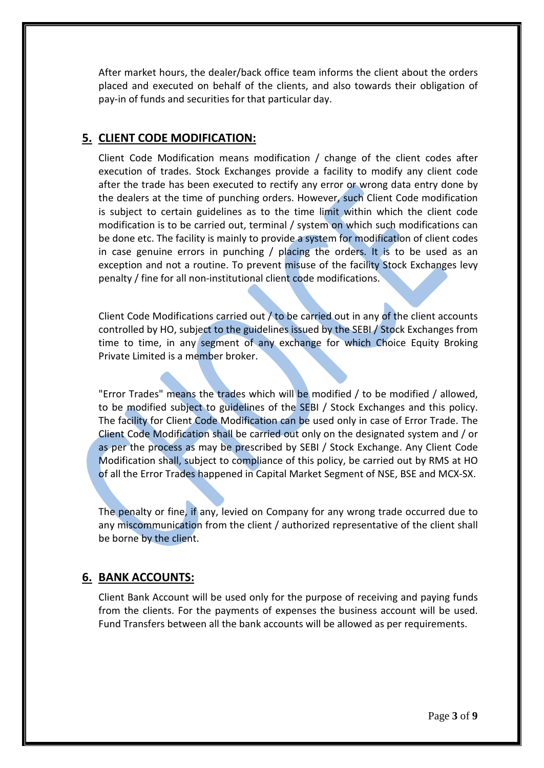After market hours, the dealer/back office team informs the client about the orders placed and executed on behalf of the clients, and also towards their obligation of pay-in of funds and securities for that particular day.

## 5. CLIENT CODE MODIFICATION:

Client Code Modification means modification / change of the client codes after execution of trades. Stock Exchanges provide a facility to modify any client code after the trade has been executed to rectify any error or wrong data entry done by the dealers at the time of punching orders. However, such Client Code modification is subject to certain guidelines as to the time limit within which the client code modification is to be carried out, terminal / system on which such modifications can be done etc. The facility is mainly to provide a system for modification of client codes in case genuine errors in punching / placing the orders. It is to be used as an exception and not a routine. To prevent misuse of the facility Stock Exchanges levy penalty / fine for all non-institutional client code modifications.

Client Code Modifications carried out / to be carried out in any of the client accounts controlled by HO, subject to the guidelines issued by the SEBI / Stock Exchanges from time to time, in any segment of any exchange for which Choice Equity Broking Private Limited is a member broker.

"Error Trades" means the trades which will be modified / to be modified / allowed, to be modified subject to guidelines of the SEBI / Stock Exchanges and this policy. The facility for Client Code Modification can be used only in case of Error Trade. The Client Code Modification shall be carried out only on the designated system and / or as per the process as may be prescribed by SEBI / Stock Exchange. Any Client Code Modification shall, subject to compliance of this policy, be carried out by RMS at HO of all the Error Trades happened in Capital Market Segment of NSE, BSE and MCX-SX.

The penalty or fine, if any, levied on Company for any wrong trade occurred due to any miscommunication from the client / authorized representative of the client shall be borne by the client.

## 6. BANK ACCOUNTS:

Client Bank Account will be used only for the purpose of receiving and paying funds from the clients. For the payments of expenses the business account will be used. Fund Transfers between all the bank accounts will be allowed as per requirements.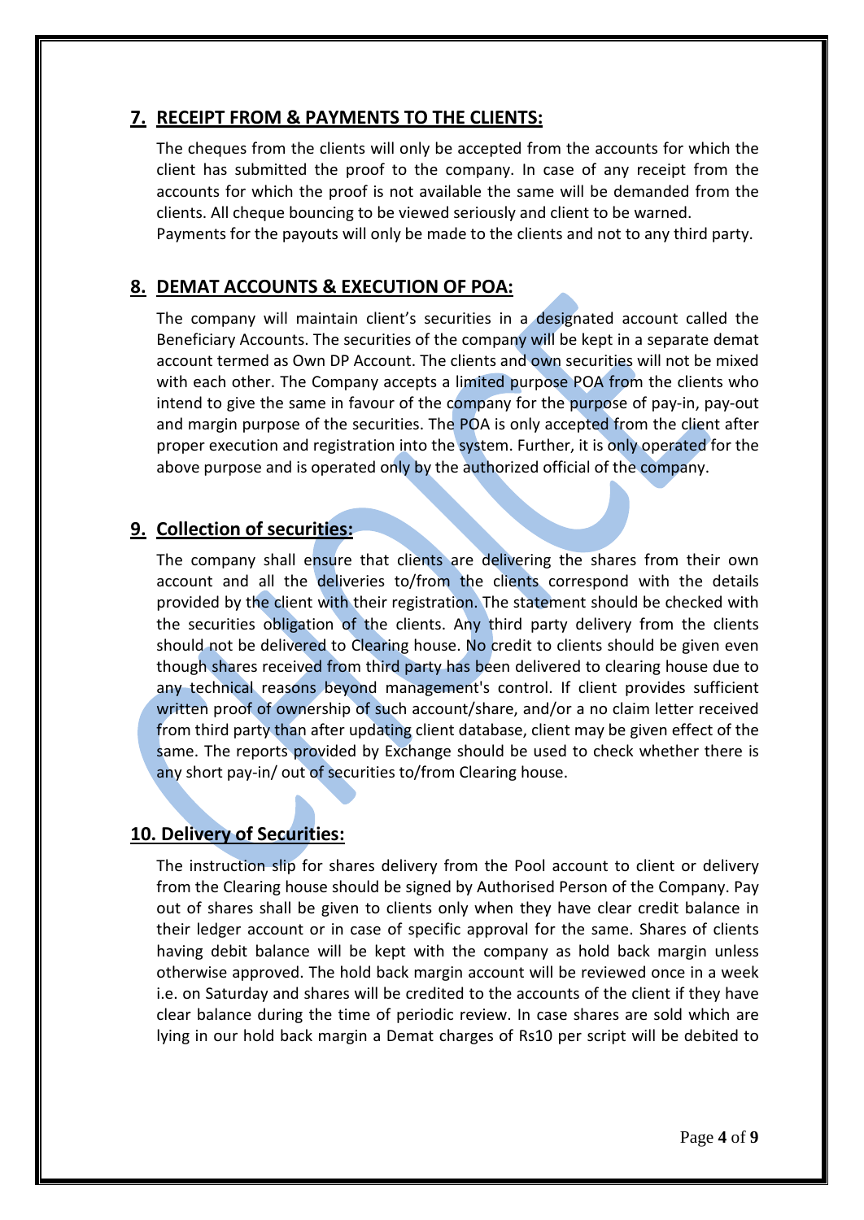## 7. RECEIPT FROM & PAYMENTS TO THE CLIENTS:

The cheques from the clients will only be accepted from the accounts for which the client has submitted the proof to the company. In case of any receipt from the accounts for which the proof is not available the same will be demanded from the clients. All cheque bouncing to be viewed seriously and client to be warned.
Payments for the payouts will only be made to the clients and not to any third party.

## 8. DEMAT ACCOUNTS & EXECUTION OF POA:

The company will maintain client's securities in a designated account called the Beneficiary Accounts. The securities of the company will be kept in a separate demat account termed as Own DP Account. The clients and own securities will not be mixed with each other. The Company accepts a limited purpose POA from the clients who intend to give the same in favour of the company for the purpose of pay-in, pay-out and margin purpose of the securities. The POA is only accepted from the client after proper execution and registration into the system. Further, it is only operated for the above purpose and is operated only by the authorized official of the company.

## 9. Collection of securities:

The company shall ensure that clients are delivering the shares from their own account and all the deliveries to/from the clients correspond with the details provided by the client with their registration. The statement should be checked with the securities obligation of the clients. Any third party delivery from the clients should not be delivered to Clearing house. No credit to clients should be given even though shares received from third party has been delivered to clearing house due to any technical reasons beyond management's control. If client provides sufficient written proof of ownership of such account/share, and/or a no claim letter received from third party than after updating client database, client may be given effect of the same. The reports provided by Exchange should be used to check whether there is any short pay-in/ out of securities to/from Clearing house.

## 10. Delivery of Securities:

The instruction slip for shares delivery from the Pool account to client or delivery from the Clearing house should be signed by Authorised Person of the Company. Pay out of shares shall be given to clients only when they have clear credit balance in their ledger account or in case of specific approval for the same. Shares of clients having debit balance will be kept with the company as hold back margin unless otherwise approved. The hold back margin account will be reviewed once in a week i.e. on Saturday and shares will be credited to the accounts of the client if they have clear balance during the time of periodic review. In case shares are sold which are lying in our hold back margin a Demat charges of Rs10 per script will be debited to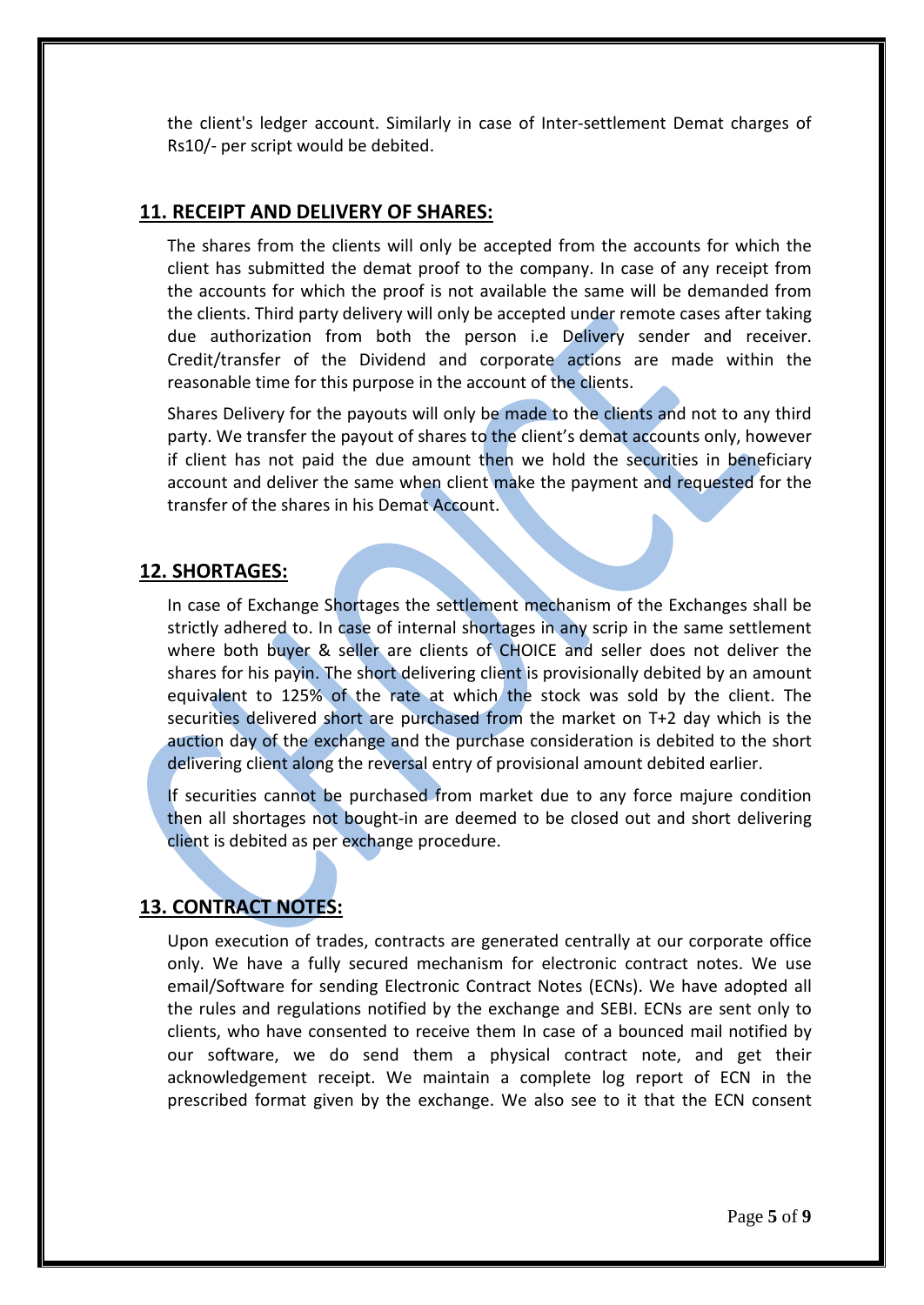the client's ledger account. Similarly in case of Inter-settlement Demat charges of Rs10/- per script would be debited.

## 11. RECEIPT AND DELIVERY OF SHARES:

The shares from the clients will only be accepted from the accounts for which the client has submitted the demat proof to the company. In case of any receipt from the accounts for which the proof is not available the same will be demanded from the clients. Third party delivery will only be accepted under remote cases after taking due authorization from both the person i.e Delivery sender and receiver. Credit/transfer of the Dividend and corporate actions are made within the reasonable time for this purpose in the account of the clients.

Shares Delivery for the payouts will only be made to the clients and not to any third party. We transfer the payout of shares to the client's demat accounts only, however if client has not paid the due amount then we hold the securities in beneficiary account and deliver the same when client make the payment and requested for the transfer of the shares in his Demat Account.

## 12. SHORTAGES:

In case of Exchange Shortages the settlement mechanism of the Exchanges shall be strictly adhered to. In case of internal shortages in any scrip in the same settlement where both buyer & seller are clients of CHOICE and seller does not deliver the shares for his payin. The short delivering client is provisionally debited by an amount equivalent to 125% of the rate at which the stock was sold by the client. The securities delivered short are purchased from the market on T+2 day which is the auction day of the exchange and the purchase consideration is debited to the short delivering client along the reversal entry of provisional amount debited earlier.

If securities cannot be purchased from market due to any force majure condition then all shortages not bought-in are deemed to be closed out and short delivering client is debited as per exchange procedure.

## 13. CONTRACT NOTES:

Upon execution of trades, contracts are generated centrally at our corporate office only. We have a fully secured mechanism for electronic contract notes. We use email/Software for sending Electronic Contract Notes (ECNs). We have adopted all the rules and regulations notified by the exchange and SEBI. ECNs are sent only to clients, who have consented to receive them In case of a bounced mail notified by our software, we do send them a physical contract note, and get their acknowledgement receipt. We maintain a complete log report of ECN in the prescribed format given by the exchange. We also see to it that the ECN consent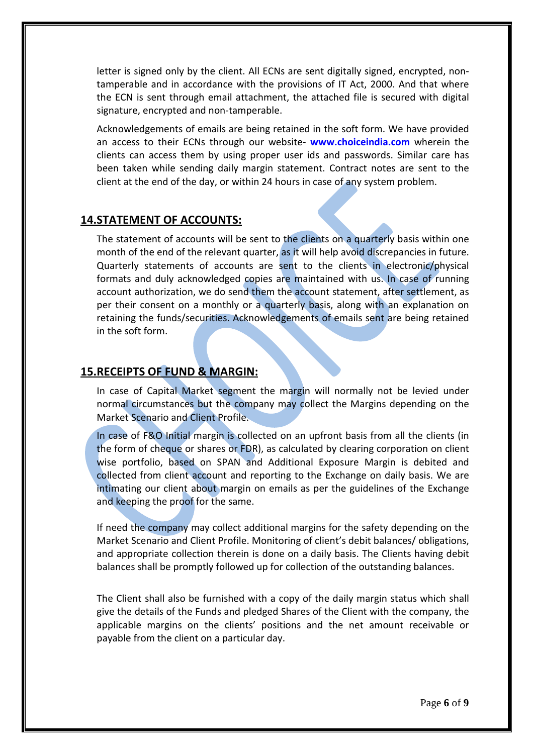letter is signed only by the client. All ECNs are sent digitally signed, encrypted, non-tamperable and in accordance with the provisions of IT Act, 2000. And that where the ECN is sent through email attachment, the attached file is secured with digital signature, encrypted and non-tamperable.

Acknowledgements of emails are being retained in the soft form. We have provided an access to their ECNs through our website- **www.choiceindia.com** wherein the clients can access them by using proper user ids and passwords. Similar care has been taken while sending daily margin statement. Contract notes are sent to the client at the end of the day, or within 24 hours in case of any system problem.

## 14.STATEMENT OF ACCOUNTS:

The statement of accounts will be sent to the clients on a quarterly basis within one month of the end of the relevant quarter, as it will help avoid discrepancies in future. Quarterly statements of accounts are sent to the clients in electronic/physical formats and duly acknowledged copies are maintained with us. In case of running account authorization, we do send them the account statement, after settlement, as per their consent on a monthly or a quarterly basis, along with an explanation on retaining the funds/securities. Acknowledgements of emails sent are being retained in the soft form.

## 15.RECEIPTS OF FUND & MARGIN:

In case of Capital Market segment the margin will normally not be levied under normal circumstances but the company may collect the Margins depending on the Market Scenario and Client Profile.

In case of F&O Initial margin is collected on an upfront basis from all the clients (in the form of cheque or shares or FDR), as calculated by clearing corporation on client wise portfolio, based on SPAN and Additional Exposure Margin is debited and collected from client account and reporting to the Exchange on daily basis. We are intimating our client about margin on emails as per the guidelines of the Exchange and keeping the proof for the same.

If need the company may collect additional margins for the safety depending on the Market Scenario and Client Profile. Monitoring of client's debit balances/ obligations, and appropriate collection therein is done on a daily basis. The Clients having debit balances shall be promptly followed up for collection of the outstanding balances.

The Client shall also be furnished with a copy of the daily margin status which shall give the details of the Funds and pledged Shares of the Client with the company, the applicable margins on the clients' positions and the net amount receivable or payable from the client on a particular day.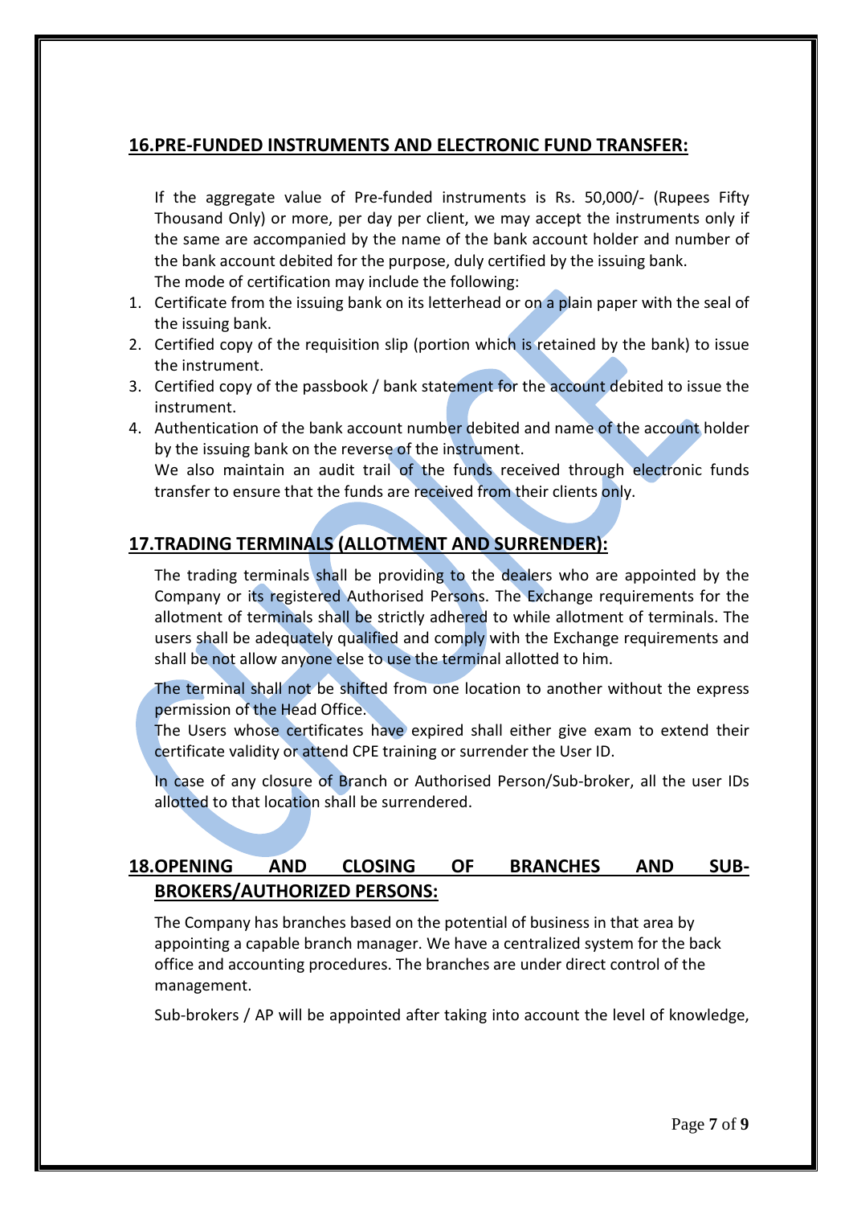## 16.PRE-FUNDED INSTRUMENTS AND ELECTRONIC FUND TRANSFER:

If the aggregate value of Pre-funded instruments is Rs. 50,000/- (Rupees Fifty Thousand Only) or more, per day per client, we may accept the instruments only if the same are accompanied by the name of the bank account holder and number of the bank account debited for the purpose, duly certified by the issuing bank.
The mode of certification may include the following:

1. Certificate from the issuing bank on its letterhead or on a plain paper with the seal of the issuing bank.
2. Certified copy of the requisition slip (portion which is retained by the bank) to issue the instrument.
3. Certified copy of the passbook / bank statement for the account debited to issue the instrument.
4. Authentication of the bank account number debited and name of the account holder by the issuing bank on the reverse of the instrument.
We also maintain an audit trail of the funds received through electronic funds transfer to ensure that the funds are received from their clients only.

## 17.TRADING TERMINALS (ALLOTMENT AND SURRENDER):

The trading terminals shall be providing to the dealers who are appointed by the Company or its registered Authorised Persons. The Exchange requirements for the allotment of terminals shall be strictly adhered to while allotment of terminals. The users shall be adequately qualified and comply with the Exchange requirements and shall be not allow anyone else to use the terminal allotted to him.

The terminal shall not be shifted from one location to another without the express permission of the Head Office.
The Users whose certificates have expired shall either give exam to extend their certificate validity or attend CPE training or surrender the User ID.

In case of any closure of Branch or Authorised Person/Sub-broker, all the user IDs allotted to that location shall be surrendered.

## 18.OPENING AND CLOSING OF BRANCHES AND SUB-BROKERS/AUTHORIZED PERSONS:

The Company has branches based on the potential of business in that area by appointing a capable branch manager. We have a centralized system for the back office and accounting procedures. The branches are under direct control of the management.

Sub-brokers / AP will be appointed after taking into account the level of knowledge,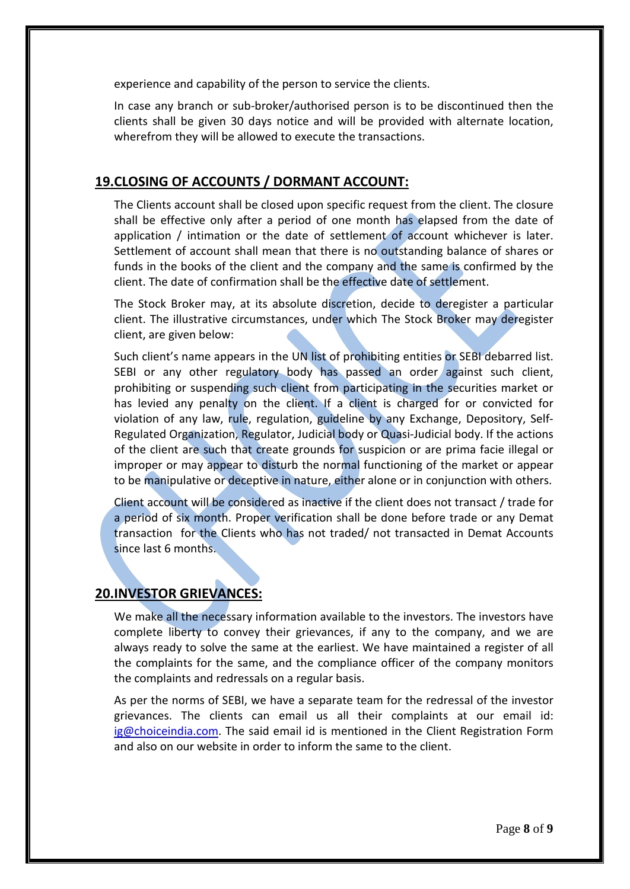experience and capability of the person to service the clients.

In case any branch or sub-broker/authorised person is to be discontinued then the clients shall be given 30 days notice and will be provided with alternate location, wherefrom they will be allowed to execute the transactions.

## 19.CLOSING OF ACCOUNTS / DORMANT ACCOUNT:

The Clients account shall be closed upon specific request from the client. The closure shall be effective only after a period of one month has elapsed from the date of application / intimation or the date of settlement of account whichever is later. Settlement of account shall mean that there is no outstanding balance of shares or funds in the books of the client and the company and the same is confirmed by the client. The date of confirmation shall be the effective date of settlement.

The Stock Broker may, at its absolute discretion, decide to deregister a particular client. The illustrative circumstances, under which The Stock Broker may deregister client, are given below:

Such client's name appears in the UN list of prohibiting entities or SEBI debarred list. SEBI or any other regulatory body has passed an order against such client, prohibiting or suspending such client from participating in the securities market or has levied any penalty on the client. If a client is charged for or convicted for violation of any law, rule, regulation, guideline by any Exchange, Depository, Self-Regulated Organization, Regulator, Judicial body or Quasi-Judicial body. If the actions of the client are such that create grounds for suspicion or are prima facie illegal or improper or may appear to disturb the normal functioning of the market or appear to be manipulative or deceptive in nature, either alone or in conjunction with others.

Client account will be considered as inactive if the client does not transact / trade for a period of six month. Proper verification shall be done before trade or any Demat transaction for the Clients who has not traded/ not transacted in Demat Accounts since last 6 months.

## 20.INVESTOR GRIEVANCES:

We make all the necessary information available to the investors. The investors have complete liberty to convey their grievances, if any to the company, and we are always ready to solve the same at the earliest. We have maintained a register of all the complaints for the same, and the compliance officer of the company monitors the complaints and redressals on a regular basis.

As per the norms of SEBI, we have a separate team for the redressal of the investor grievances. The clients can email us all their complaints at our email id: ig@choiceindia.com. The said email id is mentioned in the Client Registration Form and also on our website in order to inform the same to the client.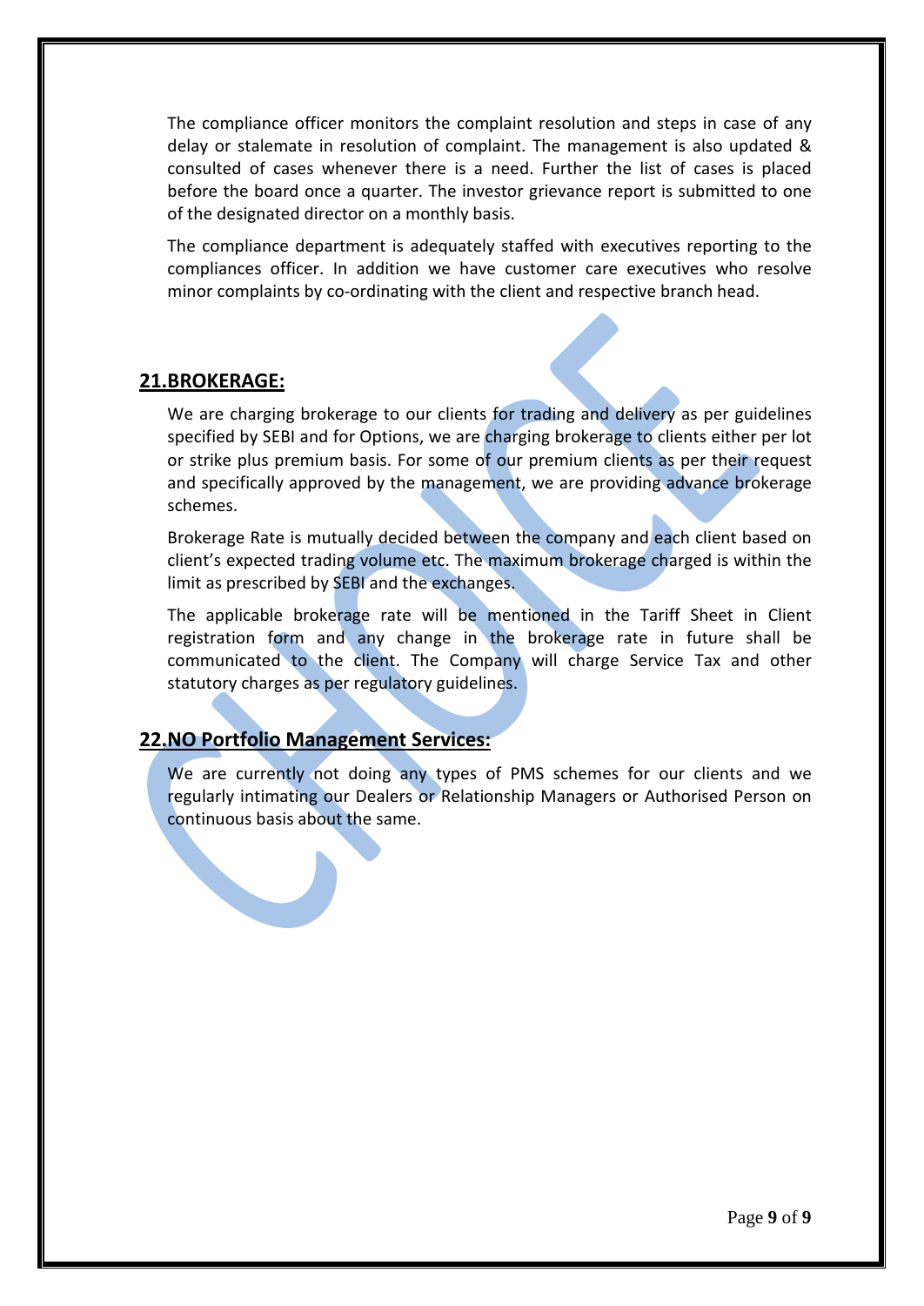The compliance officer monitors the complaint resolution and steps in case of any delay or stalemate in resolution of complaint. The management is also updated & consulted of cases whenever there is a need. Further the list of cases is placed before the board once a quarter. The investor grievance report is submitted to one of the designated director on a monthly basis.

The compliance department is adequately staffed with executives reporting to the compliances officer. In addition we have customer care executives who resolve minor complaints by co-ordinating with the client and respective branch head.

## 21.BROKERAGE:

We are charging brokerage to our clients for trading and delivery as per guidelines specified by SEBI and for Options, we are charging brokerage to clients either per lot or strike plus premium basis. For some of our premium clients as per their request and specifically approved by the management, we are providing advance brokerage schemes.

Brokerage Rate is mutually decided between the company and each client based on client's expected trading volume etc. The maximum brokerage charged is within the limit as prescribed by SEBI and the exchanges.

The applicable brokerage rate will be mentioned in the Tariff Sheet in Client registration form and any change in the brokerage rate in future shall be communicated to the client. The Company will charge Service Tax and other statutory charges as per regulatory guidelines.

## 22.NO Portfolio Management Services:

We are currently not doing any types of PMS schemes for our clients and we regularly intimating our Dealers or Relationship Managers or Authorised Person on continuous basis about the same.